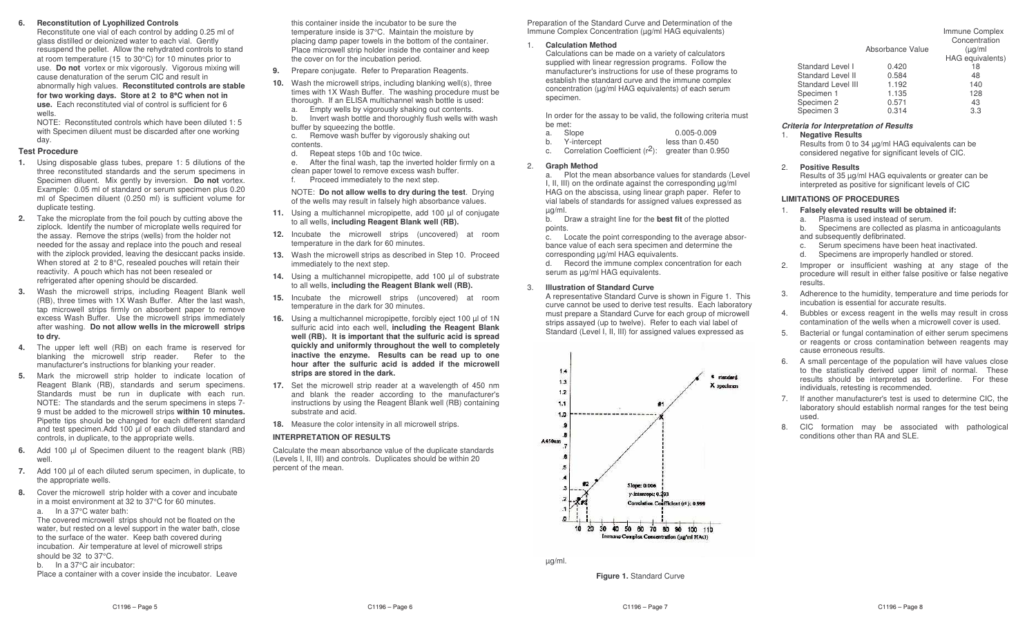6. **Reconstitution of Lyophilized Controls**
   Reconstitute one vial of each control by adding 0.25 ml of glass distilled or deionized water to each vial. Gently resuspend the pellet. Allow the rehydrated controls to stand at room temperature (15 to 30°C) for 10 minutes prior to use. **Do not** vortex or mix vigorously. Vigorous mixing will cause denaturation of the serum CIC and result in abnormally high values. **Reconstituted controls are stable for two working days. Store at 2 to 8ºC when not in use.** Each reconstituted vial of control is sufficient for 6 wells.
   NOTE: Reconstituted controls which have been diluted 1: 5 with Specimen diluent must be discarded after one working day.

### Test Procedure

1. Using disposable glass tubes, prepare 1: 5 dilutions of the three reconstituted standards and the serum specimens in Specimen diluent. Mix gently by inversion. **Do not** vortex. Example: 0.05 ml of standard or serum specimen plus 0.20 ml of Specimen diluent (0.250 ml) is sufficient volume for duplicate testing.
2. Take the microplate from the foil pouch by cutting above the ziplock. Identify the number of microplate wells required for the assay. Remove the strips (wells) from the holder not needed for the assay and replace into the pouch and reseal with the ziplock provided, leaving the desiccant packs inside. When stored at 2 to 8°C, resealed pouches will retain their reactivity. A pouch which has not been resealed or refrigerated after opening should be discarded.
3. Wash the microwell strips, including Reagent Blank well (RB), three times with 1X Wash Buffer. After the last wash, tap microwell strips firmly on absorbent paper to remove excess Wash Buffer. Use the microwell strips immediately after washing. **Do not allow wells in the microwell strips to dry.**
4. The upper left well (RB) on each frame is reserved for blanking the microwell strip reader. Refer to the manufacturer's instructions for blanking your reader.
5. Mark the microwell strip holder to indicate location of Reagent Blank (RB), standards and serum specimens. Standards must be run in duplicate with each run. NOTE: The standards and the serum specimens in steps 7-9 must be added to the microwell strips **within 10 minutes.** Pipette tips should be changed for each different standard and test specimen. Add 100 µl of each diluted standard and controls, in duplicate, to the appropriate wells.
6. Add 100 µl of Specimen diluent to the reagent blank (RB) well.
7. Add 100 µl of each diluted serum specimen, in duplicate, to the appropriate wells.
8. Cover the microwell strip holder with a cover and incubate in a moist environment at 32 to 37°C for 60 minutes.
   a. In a 37°C water bath:
   The covered microwell strips should not be floated on the water, but rested on a level support in the water bath, close to the surface of the water. Keep bath covered during incubation. Air temperature at level of microwell strips should be 32 to 37°C.
   b. In a 37°C air incubator:
   Place a container with a cover inside the incubator. Leave this container inside the incubator to be sure the temperature inside is 37°C. Maintain the moisture by placing damp paper towels in the bottom of the container. Place microwell strip holder inside the container and keep the cover on for the incubation period.
9. Prepare conjugate. Refer to Preparation Reagents.
10. Wash the microwell strips, including blanking well(s), three times with 1X Wash Buffer. The washing procedure must be thorough. If an ELISA multichannel wash bottle is used:
    a. Empty wells by vigorously shaking out contents.
    b. Invert wash bottle and thoroughly flush wells with wash buffer by squeezing the bottle.
    c. Remove wash buffer by vigorously shaking out contents.
    d. Repeat steps 10b and 10c twice.
    e. After the final wash, tap the inverted holder firmly on a clean paper towel to remove excess wash buffer.
    f. Proceed immediately to the next step.

    NOTE: **Do not allow wells to dry during the test**. Drying of the wells may result in falsely high absorbance values.
11. Using a multichannel micropipette, add 100 µl of conjugate to all wells, **including Reagent Blank well (RB).**
12. Incubate the microwell strips (uncovered) at room temperature in the dark for 60 minutes.
13. Wash the microwell strips as described in Step 10. Proceed immediately to the next step.
14. Using a multichannel micropipette, add 100 µl of substrate to all wells, **including the Reagent Blank well (RB).**
15. Incubate the microwell strips (uncovered) at room temperature in the dark for 30 minutes.
16. Using a multichannel micropipette, forcibly eject 100 µl of 1N sulfuric acid into each well, **including the Reagent Blank well (RB). It is important that the sulfuric acid is spread quickly and uniformly throughout the well to completely inactive the enzyme. Results can be read up to one hour after the sulfuric acid is added if the microwell strips are stored in the dark.**
17. Set the microwell strip reader at a wavelength of 450 nm and blank the reader according to the manufacturer's instructions by using the Reagent Blank well (RB) containing substrate and acid.
18. Measure the color intensity in all microwell strips.

### INTERPRETATION OF RESULTS

Calculate the mean absorbance value of the duplicate standards (Levels I, II, III) and controls. Duplicates should be within 20 percent of the mean.

Preparation of the Standard Curve and Determination of the Immune Complex Concentration (µg/ml HAG equivalents)

1. **Calculation Method**
   Calculations can be made on a variety of calculators supplied with linear regression programs. Follow the manufacturer's instructions for use of these programs to establish the standard curve and the immune complex concentration (µg/ml HAG equivalents) of each serum specimen.

   In order for the assay to be valid, the following criteria must be met:
   a. Slope 0.005-0.009
   b. Y-intercept less than 0.450
   c. Correlation Coefficient ($r^2$): greater than 0.950

2. **Graph Method**
   a. Plot the mean absorbance values for standards (Level I, II, III) on the ordinate against the corresponding µg/ml HAG on the abscissa, using linear graph paper. Refer to vial labels of standards for assigned values expressed as µg/ml.
   b. Draw a straight line for the **best fit** of the plotted points.
   c. Locate the point corresponding to the average absorbance value of each sera specimen and determine the corresponding µg/ml HAG equivalents.
   d. Record the immune complex concentration for each serum as µg/ml HAG equivalents.

3. **Illustration of Standard Curve**
   A representative Standard Curve is shown in Figure 1. This curve cannot be used to derive test results. Each laboratory must prepare a Standard Curve for each group of microwell strips assayed (up to twelve). Refer to each vial label of Standard (Level I, II, III) for assigned values expressed as µg/ml.

**Figure 1.** Standard Curve

| | Absorbance Value | Immune Complex Concentration (µg/ml HAG equivalents) |
|---|---|---|
| Standard Level I | 0.420 | 18 |
| Standard Level II | 0.584 | 48 |
| Standard Level III | 1.192 | 140 |
| Specimen 1 | 1.135 | 128 |
| Specimen 2 | 0.571 | 43 |
| Specimen 3 | 0.314 | 3.3 |

#### *Criteria for Interpretation of Results*

1. **Negative Results**
   Results from 0 to 34 µg/ml HAG equivalents can be considered negative for significant levels of CIC.
2. **Positive Results**
   Results of 35 µg/ml HAG equivalents or greater can be interpreted as positive for significant levels of CIC

### LIMITATIONS OF PROCEDURES

1. **Falsely elevated results will be obtained if:**
   a. Plasma is used instead of serum.
   b. Specimens are collected as plasma in anticoagulants and subsequently defibrinated.
   c. Serum specimens have been heat inactivated.
   d. Specimens are improperly handled or stored.
2. Improper or insufficient washing at any stage of the procedure will result in either false positive or false negative results.
3. Adherence to the humidity, temperature and time periods for incubation is essential for accurate results.
4. Bubbles or excess reagent in the wells may result in cross contamination of the wells when a microwell cover is used.
5. Bacterial or fungal contamination of either serum specimens or reagents or cross contamination between reagents may cause erroneous results.
6. A small percentage of the population will have values close to the statistically derived upper limit of normal. These results should be interpreted as borderline. For these individuals, retesting is recommended.
7. If another manufacturer's test is used to determine CIC, the laboratory should establish normal ranges for the test being used.
8. CIC formation may be associated with pathological conditions other than RA and SLE.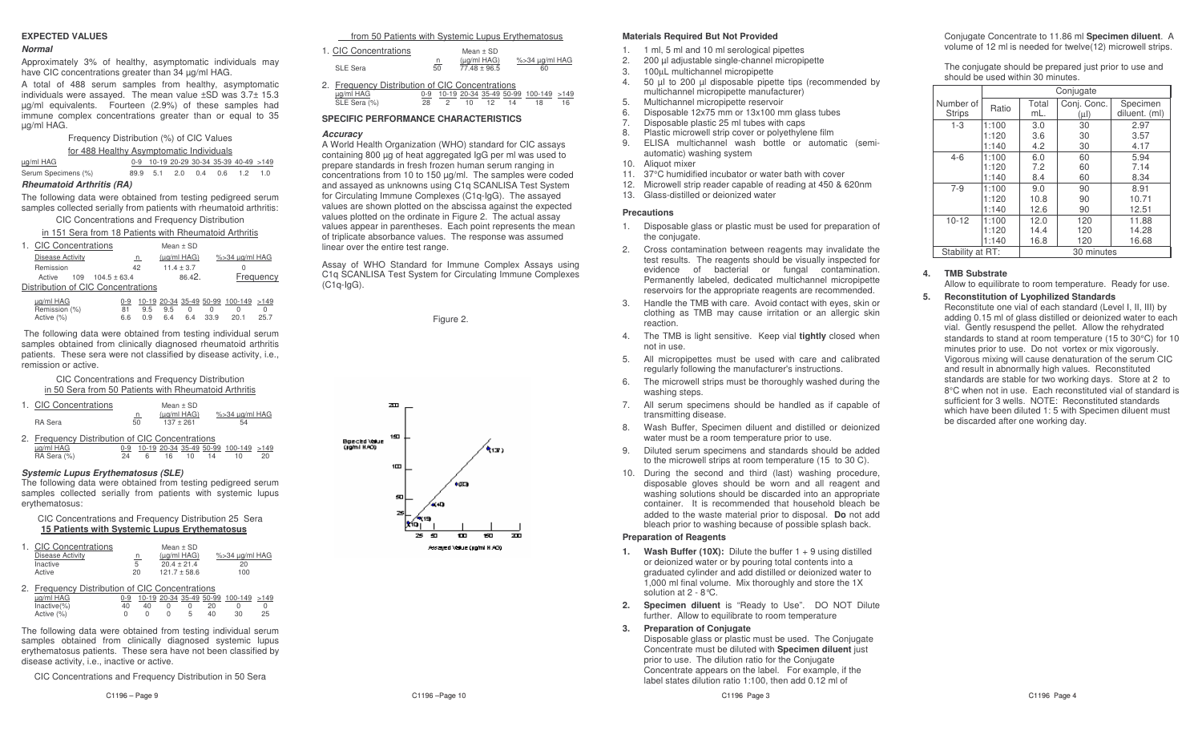## EXPECTED VALUES

### *Normal*

Approximately 3% of healthy, asymptomatic individuals may have CIC concentrations greater than 34 µg/ml HAG.

A total of 488 serum samples from healthy, asymptomatic individuals were assayed. The mean value ±SD was 3.7± 15.3 µg/ml equivalents. Fourteen (2.9%) of these samples had immune complex concentrations greater than or equal to 35 µg/ml HAG.

Frequency Distribution (%) of CIC Values for 488 Healthy Asymptomatic Individuals

| µg/ml HAG | 0-9 | 10-19 | 20-29 | 30-34 | 35-39 | 40-49 | >149 |
|---|---|---|---|---|---|---|---|
| Serum Specimens (%) | 89.9 | 5.1 | 2.0 | 0.4 | 0.6 | 1.2 | 1.0 |

### *Rheumatoid Arthritis (RA)*

The following data were obtained from testing pedigreed serum samples collected serially from patients with rheumatoid arthritis:

CIC Concentrations and Frequency Distribution in 151 Sera from 18 Patients with Rheumatoid Arthritis

1. CIC Concentrations

| Disease Activity | n | Mean ± SD (µg/ml HAG) | %>34 µg/ml HAG |
|---|---|---|---|
| Remission | 42 | 11.4 ± 3.7 | 0 |
| Active | 109 | 104.5 ± 63.4 | 86.42. |

Distribution of CIC Concentrations (Frequency)

| µg/ml HAG | 0-9 | 10-19 | 20-34 | 35-49 | 50-99 | 100-149 | >149 |
|---|---|---|---|---|---|---|---|
| Remission (%) | 81 | 9.5 | 9.5 | 0 | 0 | 0 | 0 |
| Active (%) | 6.6 | 0.9 | 6.4 | 6.4 | 33.9 | 20.1 | 25.7 |

The following data were obtained from testing individual serum samples obtained from clinically diagnosed rheumatoid arthritis patients. These sera were not classified by disease activity, i.e., remission or active.

CIC Concentrations and Frequency Distribution in 50 Sera from 50 Patients with Rheumatoid Arthritis

1. CIC Concentrations

| | n | Mean ± SD (µg/ml HAG) | %>34 µg/ml HAG |
|---|---|---|---|
| RA Sera | 50 | 137 ± 261 | 54 |

2. Frequency Distribution of CIC Concentrations

| µg/ml HAG | 0-9 | 10-19 | 20-34 | 35-49 | 50-99 | 100-149 | >149 |
|---|---|---|---|---|---|---|---|
| RA Sera (%) | 24 | 6 | 16 | 10 | 14 | 10 | 20 |

### *Systemic Lupus Erythematosus (SLE)*

The following data were obtained from testing pedigreed serum samples collected serially from patients with systemic lupus erythematosus:

CIC Concentrations and Frequency Distribution 25 Sera **15 Patients with Systemic Lupus Erythematosus**

1. CIC Concentrations

| Disease Activity | n | Mean ± SD (µg/ml HAG) | %>34 µg/ml HAG |
|---|---|---|---|
| Inactive | 5 | 20.4 ± 21.4 | 20 |
| Active | 20 | 121.7 ± 58.6 | 100 |

2. Frequency Distribution of CIC Concentrations

| µg/ml HAG | 0-9 | 10-19 | 20-34 | 35-49 | 50-99 | 100-149 | >149 |
|---|---|---|---|---|---|---|---|
| Inactive(%) | 40 | 40 | 0 | 0 | 20 | 0 | 0 |
| Active (%) | 0 | 0 | 0 | 5 | 40 | 30 | 25 |

The following data were obtained from testing individual serum samples obtained from clinically diagnosed systemic lupus erythematosus patients. These sera have not been classified by disease activity, i.e., inactive or active.

CIC Concentrations and Frequency Distribution in 50 Sera from 50 Patients with Systemic Lupus Erythematosus

1. CIC Concentrations

| | n | Mean ± SD (µg/ml HAG) | %>34 µg/ml HAG |
|---|---|---|---|
| SLE Sera | 50 | 77.48 ± 96.5 | 60 |

2. Frequency Distribution of CIC Concentrations

| µg/ml HAG | 0-9 | 10-19 | 20-34 | 35-49 | 50-99 | 100-149 | >149 |
|---|---|---|---|---|---|---|---|
| SLE Sera (%) | 28 | 2 | 10 | 12 | 14 | 18 | 16 |

## SPECIFIC PERFORMANCE CHARACTERISTICS

### *Accuracy*

A World Health Organization (WHO) standard for CIC assays containing 800 µg of heat aggregated IgG per ml was used to prepare standards in fresh frozen human serum ranging in concentrations from 10 to 150 µg/ml. The samples were coded and assayed as unknowns using C1q SCANLISA Test System for Circulating Immune Complexes (C1q-IgG). The assayed values are shown plotted on the abscissa against the expected values plotted on the ordinate in Figure 2. The actual assay values appear in parentheses. Each point represents the mean of triplicate absorbance values. The response was assumed linear over the entire test range.

Assay of WHO Standard for Immune Complex Assays using C1q SCANLISA Test System for Circulating Immune Complexes (C1q-IgG).

Figure 2.

## Materials Required But Not Provided

1. 1 ml, 5 ml and 10 ml serological pipettes
2. 200 µl adjustable single-channel micropipette
3. 100µL multichannel micropipette
4. 50 µl to 200 µl disposable pipette tips (recommended by multichannel micropipette manufacturer)
5. Multichannel micropipette reservoir
6. Disposable 12x75 mm or 13x100 mm glass tubes
7. Disposable plastic 25 ml tubes with caps
8. Plastic microwell strip cover or polyethylene film
9. ELISA multichannel wash bottle or automatic (semi-automatic) washing system
10. Aliquot mixer
11. 37°C humidified incubator or water bath with cover
12. Microwell strip reader capable of reading at 450 & 620nm
13. Glass-distilled or deionized water

## Precautions

1. Disposable glass or plastic must be used for preparation of the conjugate.
2. Cross contamination between reagents may invalidate the test results. The reagents should be visually inspected for evidence of bacterial or fungal contamination. Permanently labeled, dedicated multichannel micropipette reservoirs for the appropriate reagents are recommended.
3. Handle the TMB with care. Avoid contact with eyes, skin or clothing as TMB may cause irritation or an allergic skin reaction.
4. The TMB is light sensitive. Keep vial **tightly** closed when not in use.
5. All micropipettes must be used with care and calibrated regularly following the manufacturer's instructions.
6. The microwell strips must be thoroughly washed during the washing steps.
7. All serum specimens should be handled as if capable of transmitting disease.
8. Wash Buffer, Specimen diluent and distilled or deionized water must be a room temperature prior to use.
9. Diluted serum specimens and standards should be added to the microwell strips at room temperature (15 to 30 C).
10. During the second and third (last) washing procedure, disposable gloves should be worn and all reagent and washing solutions should be discarded into an appropriate container. It is recommended that household bleach be added to the waste material prior to disposal. **Do** not add bleach prior to washing because of possible splash back.

## Preparation of Reagents

1. **Wash Buffer (10X):** Dilute the buffer 1 + 9 using distilled or deionized water or by pouring total contents into a graduated cylinder and add distilled or deionized water to 1,000 ml final volume. Mix thoroughly and store the 1X solution at 2 - 8°C.
2. **Specimen diluent** is "Ready to Use". DO NOT Dilute further. Allow to equilibrate to room temperature
3. **Preparation of Conjugate**
   Disposable glass or plastic must be used. The Conjugate Concentrate must be diluted with **Specimen diluent** just prior to use. The dilution ratio for the Conjugate Concentrate appears on the label. For example, if the label states dilution ratio 1:100, then add 0.12 ml of Conjugate Concentrate to 11.86 ml **Specimen diluent**. A volume of 12 ml is needed for twelve(12) microwell strips.

   The conjugate should be prepared just prior to use and should be used within 30 minutes.

| Number of Strips | Conjugate Ratio | Total mL. | Conj. Conc. (µl) | Specimen diluent. (ml) |
|---|---|---|---|---|
| 1-3 | 1:100 | 3.0 | 30 | 2.97 |
| | 1:120 | 3.6 | 30 | 3.57 |
| | 1:140 | 4.2 | 30 | 4.17 |
| 4-6 | 1:100 | 6.0 | 60 | 5.94 |
| | 1:120 | 7.2 | 60 | 7.14 |
| | 1:140 | 8.4 | 60 | 8.34 |
| 7-9 | 1:100 | 9.0 | 90 | 8.91 |
| | 1:120 | 10.8 | 90 | 10.71 |
| | 1:140 | 12.6 | 90 | 12.51 |
| 10-12 | 1:100 | 12.0 | 120 | 11.88 |
| | 1:120 | 14.4 | 120 | 14.28 |
| | 1:140 | 16.8 | 120 | 16.68 |
| Stability at RT: | 30 minutes | | | |

4. **TMB Substrate**
   Allow to equilibrate to room temperature. Ready for use.
5. **Reconstitution of Lyophilized Standards**
   Reconstitute one vial of each standard (Level I, II, III) by adding 0.15 ml of glass distilled or deionized water to each vial. Gently resuspend the pellet. Allow the rehydrated standards to stand at room temperature (15 to 30°C) for 10 minutes prior to use. Do not vortex or mix vigorously. Vigorous mixing will cause denaturation of the serum CIC and result in abnormally high values. Reconstituted standards are stable for two working days. Store at 2 to 8°C when not in use. Each reconstituted vial of standard is sufficient for 3 wells. NOTE: Reconstituted standards which have been diluted 1: 5 with Specimen diluent must be discarded after one working day.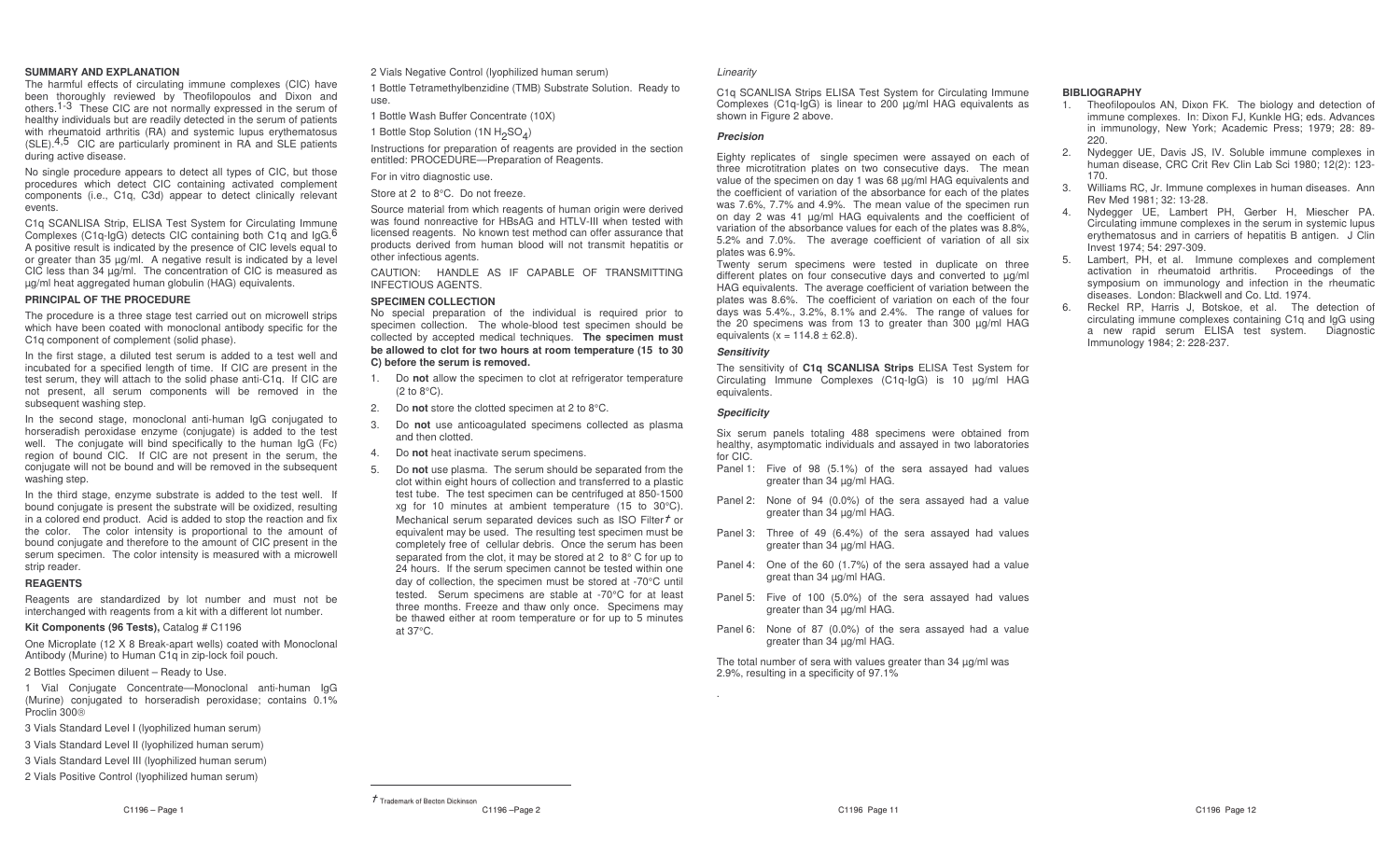**SUMMARY AND EXPLANATION**

The harmful effects of circulating immune complexes (CIC) have been thoroughly reviewed by Theofilopoulos and Dixon and others.[1-3] These CIC are not normally expressed in the serum of healthy individuals but are readily detected in the serum of patients with rheumatoid arthritis (RA) and systemic lupus erythematosus (SLE).[4,5] CIC are particularly prominent in RA and SLE patients during active disease.

No single procedure appears to detect all types of CIC, but those procedures which detect CIC containing activated complement components (i.e., C1q, C3d) appear to detect clinically relevant events.

C1q SCANLISA Strip, ELISA Test System for Circulating Immune Complexes (C1q-IgG) detects CIC containing both C1q and IgG.[6] A positive result is indicated by the presence of CIC levels equal to or greater than 35 µg/ml. A negative result is indicated by a level CIC less than 34 µg/ml. The concentration of CIC is measured as µg/ml heat aggregated human globulin (HAG) equivalents.

**PRINCIPAL OF THE PROCEDURE**

The procedure is a three stage test carried out on microwell strips which have been coated with monoclonal antibody specific for the C1q component of complement (solid phase).

In the first stage, a diluted test serum is added to a test well and incubated for a specified length of time. If CIC are present in the test serum, they will attach to the solid phase anti-C1q. If CIC are not present, all serum components will be removed in the subsequent washing step.

In the second stage, monoclonal anti-human IgG conjugated to horseradish peroxidase enzyme (conjugate) is added to the test well. The conjugate will bind specifically to the human IgG (Fc) region of bound CIC. If CIC are not present in the serum, the conjugate will not be bound and will be removed in the subsequent washing step.

In the third stage, enzyme substrate is added to the test well. If bound conjugate is present the substrate will be oxidized, resulting in a colored end product. Acid is added to stop the reaction and fix the color. The color intensity is proportional to the amount of bound conjugate and therefore to the amount of CIC present in the serum specimen. The color intensity is measured with a microwell strip reader.

**REAGENTS**

Reagents are standardized by lot number and must not be interchanged with reagents from a kit with a different lot number.

**Kit Components (96 Tests),** Catalog # C1196

One Microplate (12 X 8 Break-apart wells) coated with Monoclonal Antibody (Murine) to Human C1q in zip-lock foil pouch.

2 Bottles Specimen diluent – Ready to Use.

1 Vial Conjugate Concentrate—Monoclonal anti-human IgG (Murine) conjugated to horseradish peroxidase; contains 0.1% Proclin 300®

3 Vials Standard Level I (lyophilized human serum)

3 Vials Standard Level II (lyophilized human serum)

3 Vials Standard Level III (lyophilized human serum)

2 Vials Positive Control (lyophilized human serum)

2 Vials Negative Control (lyophilized human serum)

1 Bottle Tetramethylbenzidine (TMB) Substrate Solution. Ready to use.

1 Bottle Wash Buffer Concentrate (10X)

1 Bottle Stop Solution (1N $H_2SO_4$)

Instructions for preparation of reagents are provided in the section entitled: PROCEDURE—Preparation of Reagents.

For in vitro diagnostic use.

Store at 2 to 8°C. Do not freeze.

Source material from which reagents of human origin were derived was found nonreactive for HBsAG and HTLV-III when tested with licensed reagents. No known test method can offer assurance that products derived from human blood will not transmit hepatitis or other infectious agents.

CAUTION: HANDLE AS IF CAPABLE OF TRANSMITTING INFECTIOUS AGENTS.

**SPECIMEN COLLECTION**

No special preparation of the individual is required prior to specimen collection. The whole-blood test specimen should be collected by accepted medical techniques. **The specimen must be allowed to clot for two hours at room temperature (15 to 30 C) before the serum is removed.**

1. Do **not** allow the specimen to clot at refrigerator temperature (2 to 8°C).
2. Do **not** store the clotted specimen at 2 to 8°C.
3. Do **not** use anticoagulated specimens collected as plasma and then clotted.
4. Do **not** heat inactivate serum specimens.
5. Do **not** use plasma. The serum should be separated from the clot within eight hours of collection and transferred to a plastic test tube. The test specimen can be centrifuged at 850-1500 xg for 10 minutes at ambient temperature (15 to 30°C). Mechanical serum separated devices such as ISO Filter† or equivalent may be used. The resulting test specimen must be completely free of cellular debris. Once the serum has been separated from the clot, it may be stored at 2 to 8° C for up to 24 hours. If the serum specimen cannot be tested within one day of collection, the specimen must be stored at -70°C until tested. Serum specimens are stable at -70°C for at least three months. Freeze and thaw only once. Specimens may be thawed either at room temperature or for up to 5 minutes at 37°C.

† Trademark of Becton Dickinson

*Linearity*

C1q SCANLISA Strips ELISA Test System for Circulating Immune Complexes (C1q-IgG) is linear to 200 µg/ml HAG equivalents as shown in Figure 2 above.

***Precision***

Eighty replicates of single specimen were assayed on each of three microtitration plates on two consecutive days. The mean value of the specimen on day 1 was 68 µg/ml HAG equivalents and the coefficient of variation of the absorbance for each of the plates was 7.6%, 7.7% and 4.9%. The mean value of the specimen run on day 2 was 41 µg/ml HAG equivalents and the coefficient of variation of the absorbance values for each of the plates was 8.8%, 5.2% and 7.0%. The average coefficient of variation of all six plates was 6.9%.

Twenty serum specimens were tested in duplicate on three different plates on four consecutive days and converted to µg/ml HAG equivalents. The average coefficient of variation between the plates was 8.6%. The coefficient of variation on each of the four days was 5.4%., 3.2%, 8.1% and 2.4%. The range of values for the 20 specimens was from 13 to greater than 300 µg/ml HAG equivalents ($x = 114.8 \pm 62.8$).

***Sensitivity***

The sensitivity of **C1q SCANLISA Strips** ELISA Test System for Circulating Immune Complexes (C1q-IgG) is 10 µg/ml HAG equivalents.

***Specificity***

Six serum panels totaling 488 specimens were obtained from healthy, asymptomatic individuals and assayed in two laboratories for CIC.

- Panel 1: Five of 98 (5.1%) of the sera assayed had values greater than 34 µg/ml HAG.
- Panel 2: None of 94 (0.0%) of the sera assayed had a value greater than 34 µg/ml HAG.
- Panel 3: Three of 49 (6.4%) of the sera assayed had values greater than 34 µg/ml HAG.
- Panel 4: One of the 60 (1.7%) of the sera assayed had a value great than 34 µg/ml HAG.
- Panel 5: Five of 100 (5.0%) of the sera assayed had values greater than 34 µg/ml HAG.
- Panel 6: None of 87 (0.0%) of the sera assayed had a value greater than 34 µg/ml HAG.

The total number of sera with values greater than 34 µg/ml was 2.9%, resulting in a specificity of 97.1%

**BIBLIOGRAPHY**

1. Theofilopoulos AN, Dixon FK. The biology and detection of immune complexes. In: Dixon FJ, Kunkle HG; eds. Advances in immunology, New York; Academic Press; 1979; 28: 89-220.
2. Nydegger UE, Davis JS, IV. Soluble immune complexes in human disease, CRC Crit Rev Clin Lab Sci 1980; 12(2): 123-170.
3. Williams RC, Jr. Immune complexes in human diseases. Ann Rev Med 1981; 32: 13-28.
4. Nydegger UE, Lambert PH, Gerber H, Miescher PA. Circulating immune complexes in the serum in systemic lupus erythematosus and in carriers of hepatitis B antigen. J Clin Invest 1974; 54: 297-309.
5. Lambert, PH, et al. Immune complexes and complement activation in rheumatoid arthritis. Proceedings of the symposium on immunology and infection in the rheumatic diseases. London: Blackwell and Co. Ltd. 1974.
6. Reckel RP, Harris J, Botskoe, et al. The detection of circulating immune complexes containing C1q and IgG using a new rapid serum ELISA test system. Diagnostic Immunology 1984; 2: 228-237.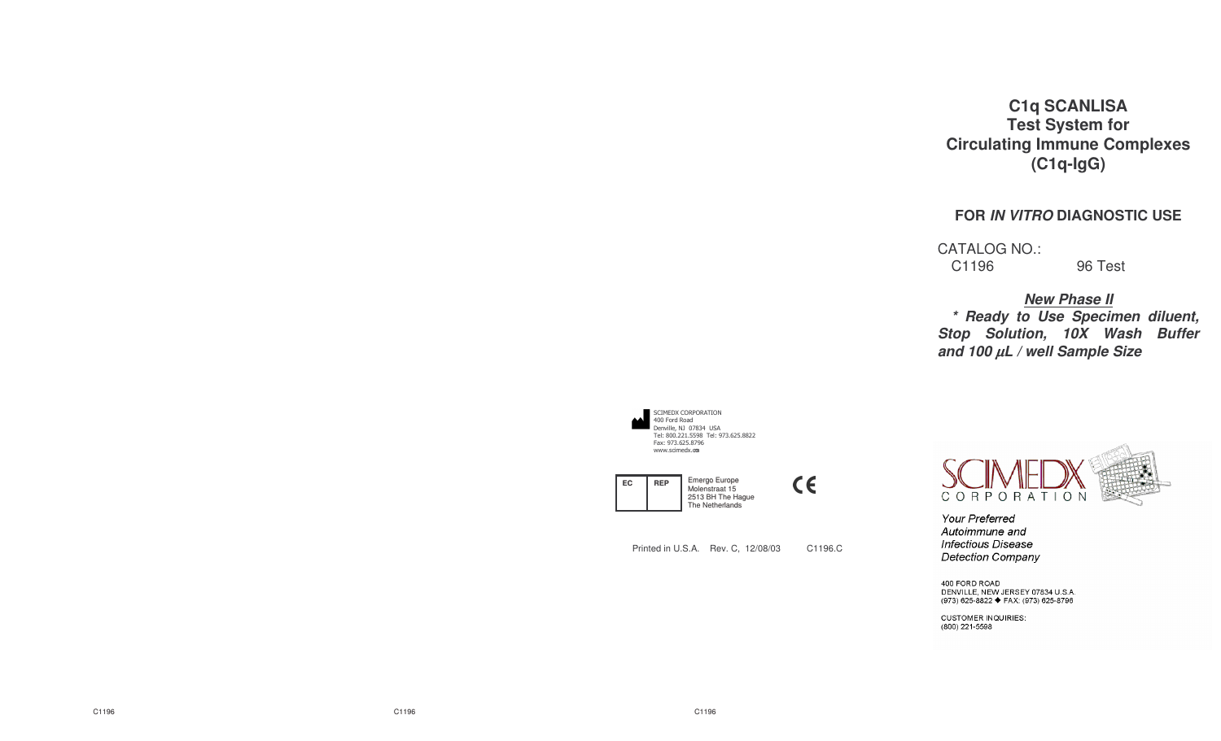SCIMEDX CORPORATION
400 Ford Road
Denville, NJ 07834 USA
Tel: 800.221.5598 Tel: 973.625.8822
Fax: 973.625.8796
www.scimedx.com

EC REP
Emergo Europe
Molenstraat 15
2513 BH The Hague
The Netherlands

CE

Printed in U.S.A. Rev. C, 12/08/03 C1196.C

# C1q SCANLISA Test System for Circulating Immune Complexes (C1q-IgG)

## FOR *IN VITRO* DIAGNOSTIC USE

CATALOG NO.:
C1196 96 Test

***New Phase II***

***\* Ready to Use Specimen diluent, Stop Solution, 10X Wash Buffer and 100 µL / well Sample Size***

SCIMEDX CORPORATION

*Your Preferred Autoimmune and Infectious Disease Detection Company*

400 FORD ROAD
DENVILLE, NEW JERSEY 07834 U.S.A.
(973) 625-8822 ◆ FAX: (973) 625-8796

CUSTOMER INQUIRIES:
(800) 221-5598